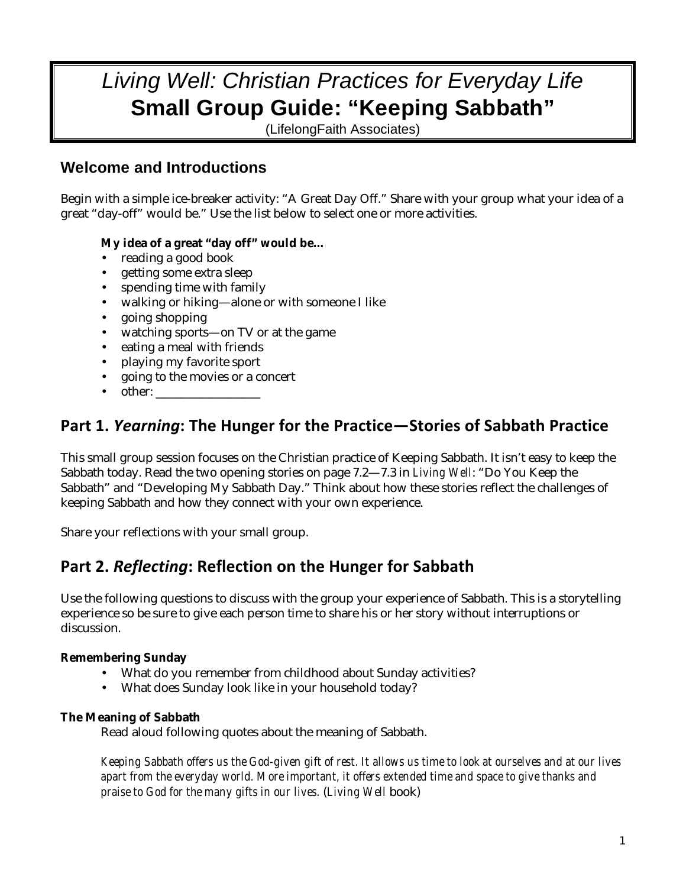# *Living Well: Christian Practices for Everyday Life*
# Small Group Guide: "Keeping Sabbath"

(LifelongFaith Associates)

## Welcome and Introductions

Begin with a simple ice-breaker activity: "A Great Day Off." Share with your group what your idea of a great "day-off" would be." Use the list below to select one or more activities.

**My idea of a great "day off" would be…**

- reading a good book
- getting some extra sleep
- spending time with family
- walking or hiking—alone or with someone I like
- going shopping
- watching sports—on TV or at the game
- eating a meal with friends
- playing my favorite sport
- going to the movies or a concert
- other: _________________

## Part 1. *Yearning*: The Hunger for the Practice—Stories of Sabbath Practice

This small group session focuses on the Christian practice of Keeping Sabbath. It isn't easy to keep the Sabbath today. Read the two opening stories on page 7.2—7.3 in *Living Well*: "Do You Keep the Sabbath" and "Developing My Sabbath Day." Think about how these stories reflect the challenges of keeping Sabbath and how they connect with your own experience.

Share your reflections with your small group.

## Part 2. *Reflecting*: Reflection on the Hunger for Sabbath

Use the following questions to discuss with the group your experience of Sabbath. This is a storytelling experience so be sure to give each person time to share his or her story without interruptions or discussion.

**Remembering Sunday**

- What do you remember from childhood about Sunday activities?
- What does Sunday look like in your household today?

**The Meaning of Sabbath**

Read aloud following quotes about the meaning of Sabbath.

*Keeping Sabbath offers us the God-given gift of rest. It allows us time to look at ourselves and at our lives apart from the everyday world. More important, it offers extended time and space to give thanks and praise to God for the many gifts in our lives.* (*Living Well* book)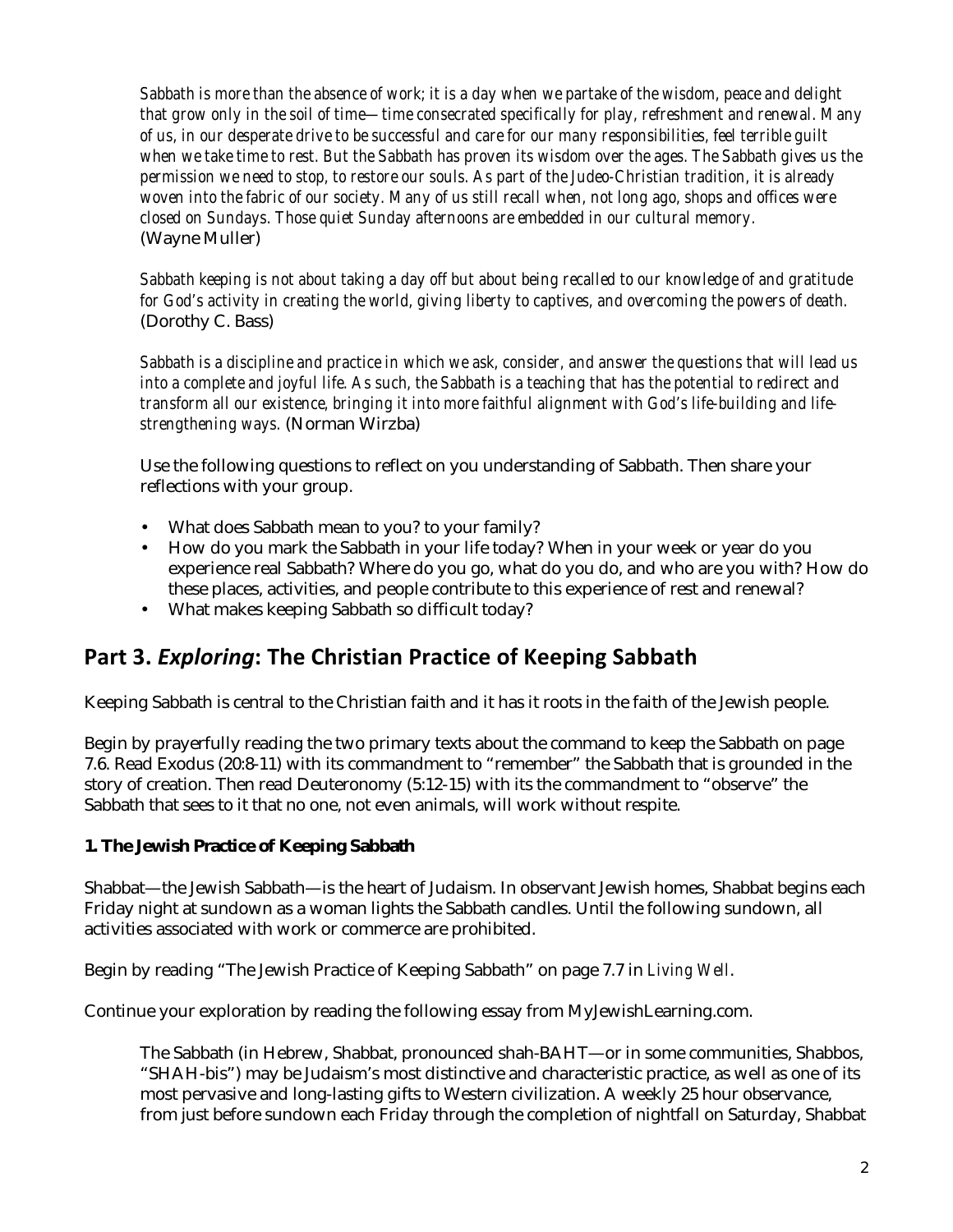*Sabbath is more than the absence of work; it is a day when we partake of the wisdom, peace and delight that grow only in the soil of time—time consecrated specifically for play, refreshment and renewal. Many of us, in our desperate drive to be successful and care for our many responsibilities, feel terrible guilt when we take time to rest. But the Sabbath has proven its wisdom over the ages. The Sabbath gives us the permission we need to stop, to restore our souls. As part of the Judeo-Christian tradition, it is already woven into the fabric of our society. Many of us still recall when, not long ago, shops and offices were closed on Sundays. Those quiet Sunday afternoons are embedded in our cultural memory.*
(Wayne Muller)

*Sabbath keeping is not about taking a day off but about being recalled to our knowledge of and gratitude for God's activity in creating the world, giving liberty to captives, and overcoming the powers of death.*
(Dorothy C. Bass)

*Sabbath is a discipline and practice in which we ask, consider, and answer the questions that will lead us into a complete and joyful life. As such, the Sabbath is a teaching that has the potential to redirect and transform all our existence, bringing it into more faithful alignment with God's life-building and life-strengthening ways.* (Norman Wirzba)

Use the following questions to reflect on you understanding of Sabbath. Then share your reflections with your group.

- What does Sabbath mean to you? to your family?
- How do you mark the Sabbath in your life today? When in your week or year do you experience real Sabbath? Where do you go, what do you do, and who are you with? How do these places, activities, and people contribute to this experience of rest and renewal?
- What makes keeping Sabbath so difficult today?

## Part 3. *Exploring*: The Christian Practice of Keeping Sabbath

Keeping Sabbath is central to the Christian faith and it has it roots in the faith of the Jewish people.

Begin by prayerfully reading the two primary texts about the command to keep the Sabbath on page 7.6. Read Exodus (20:8-11) with its commandment to "remember" the Sabbath that is grounded in the story of creation. Then read Deuteronomy (5:12-15) with its the commandment to "observe" the Sabbath that sees to it that no one, not even animals, will work without respite.

### 1. The Jewish Practice of Keeping Sabbath

Shabbat—the Jewish Sabbath—is the heart of Judaism. In observant Jewish homes, Shabbat begins each Friday night at sundown as a woman lights the Sabbath candles. Until the following sundown, all activities associated with work or commerce are prohibited.

Begin by reading "The Jewish Practice of Keeping Sabbath" on page 7.7 in *Living Well*.

Continue your exploration by reading the following essay from MyJewishLearning.com.

> The Sabbath (in Hebrew, Shabbat, pronounced shah-BAHT—or in some communities, Shabbos, "SHAH-bis") may be Judaism's most distinctive and characteristic practice, as well as one of its most pervasive and long-lasting gifts to Western civilization. A weekly 25 hour observance, from just before sundown each Friday through the completion of nightfall on Saturday, Shabbat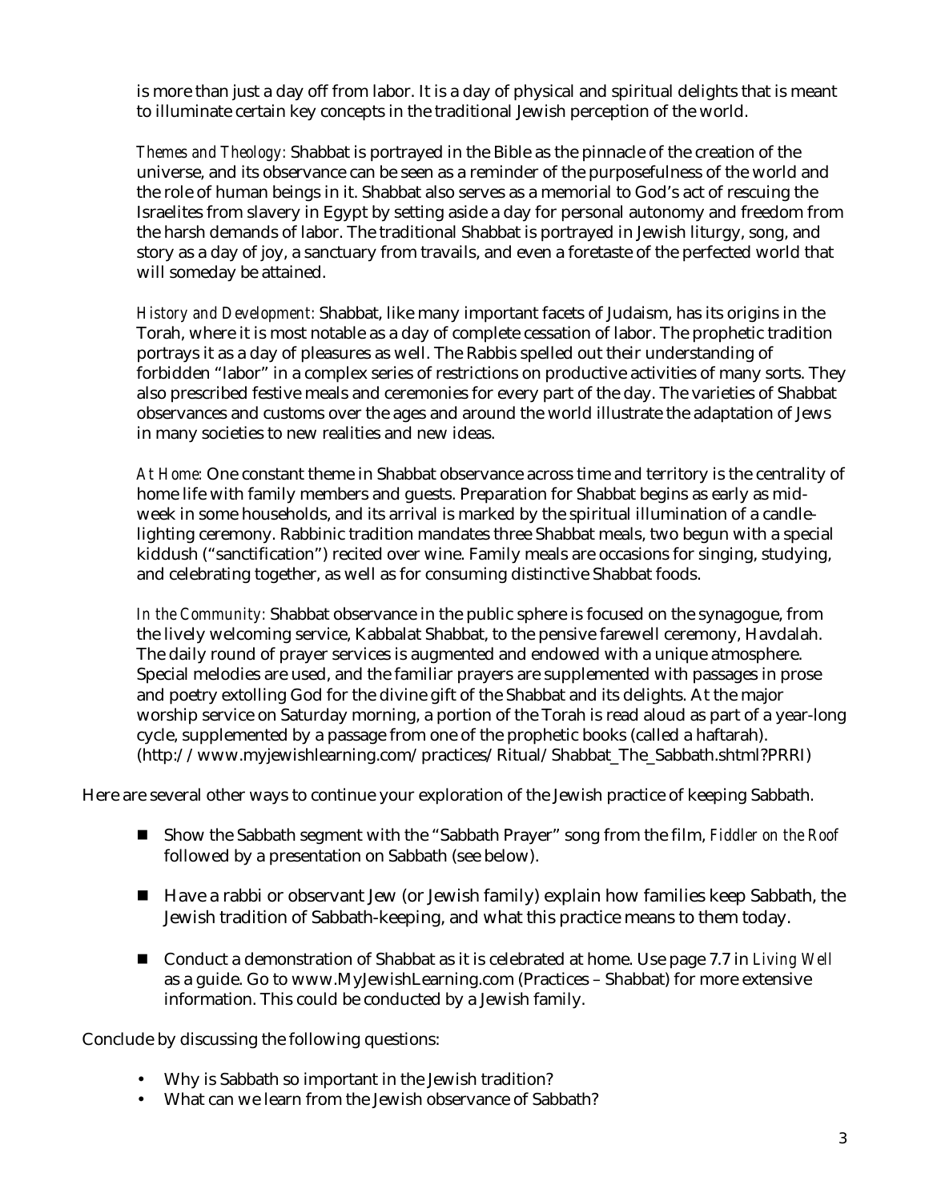is more than just a day off from labor. It is a day of physical and spiritual delights that is meant to illuminate certain key concepts in the traditional Jewish perception of the world.

*Themes and Theology:* Shabbat is portrayed in the Bible as the pinnacle of the creation of the universe, and its observance can be seen as a reminder of the purposefulness of the world and the role of human beings in it. Shabbat also serves as a memorial to God's act of rescuing the Israelites from slavery in Egypt by setting aside a day for personal autonomy and freedom from the harsh demands of labor. The traditional Shabbat is portrayed in Jewish liturgy, song, and story as a day of joy, a sanctuary from travails, and even a foretaste of the perfected world that will someday be attained.

*History and Development:* Shabbat, like many important facets of Judaism, has its origins in the Torah, where it is most notable as a day of complete cessation of labor. The prophetic tradition portrays it as a day of pleasures as well. The Rabbis spelled out their understanding of forbidden "labor" in a complex series of restrictions on productive activities of many sorts. They also prescribed festive meals and ceremonies for every part of the day. The varieties of Shabbat observances and customs over the ages and around the world illustrate the adaptation of Jews in many societies to new realities and new ideas.

*At Home:* One constant theme in Shabbat observance across time and territory is the centrality of home life with family members and guests. Preparation for Shabbat begins as early as mid-week in some households, and its arrival is marked by the spiritual illumination of a candle-lighting ceremony. Rabbinic tradition mandates three Shabbat meals, two begun with a special kiddush ("sanctification") recited over wine. Family meals are occasions for singing, studying, and celebrating together, as well as for consuming distinctive Shabbat foods.

*In the Community:* Shabbat observance in the public sphere is focused on the synagogue, from the lively welcoming service, Kabbalat Shabbat, to the pensive farewell ceremony, Havdalah. The daily round of prayer services is augmented and endowed with a unique atmosphere. Special melodies are used, and the familiar prayers are supplemented with passages in prose and poetry extolling God for the divine gift of the Shabbat and its delights. At the major worship service on Saturday morning, a portion of the Torah is read aloud as part of a year-long cycle, supplemented by a passage from one of the prophetic books (called a haftarah). (http://www.myjewishlearning.com/practices/Ritual/Shabbat_The_Sabbath.shtml?PRRI)

Here are several other ways to continue your exploration of the Jewish practice of keeping Sabbath.

- Show the Sabbath segment with the "Sabbath Prayer" song from the film, *Fiddler on the Roof* followed by a presentation on Sabbath (see below).

- Have a rabbi or observant Jew (or Jewish family) explain how families keep Sabbath, the Jewish tradition of Sabbath-keeping, and what this practice means to them today.

- Conduct a demonstration of Shabbat as it is celebrated at home. Use page 7.7 in *Living Well* as a guide. Go to www.MyJewishLearning.com (Practices – Shabbat) for more extensive information. This could be conducted by a Jewish family.

Conclude by discussing the following questions:

- Why is Sabbath so important in the Jewish tradition?
- What can we learn from the Jewish observance of Sabbath?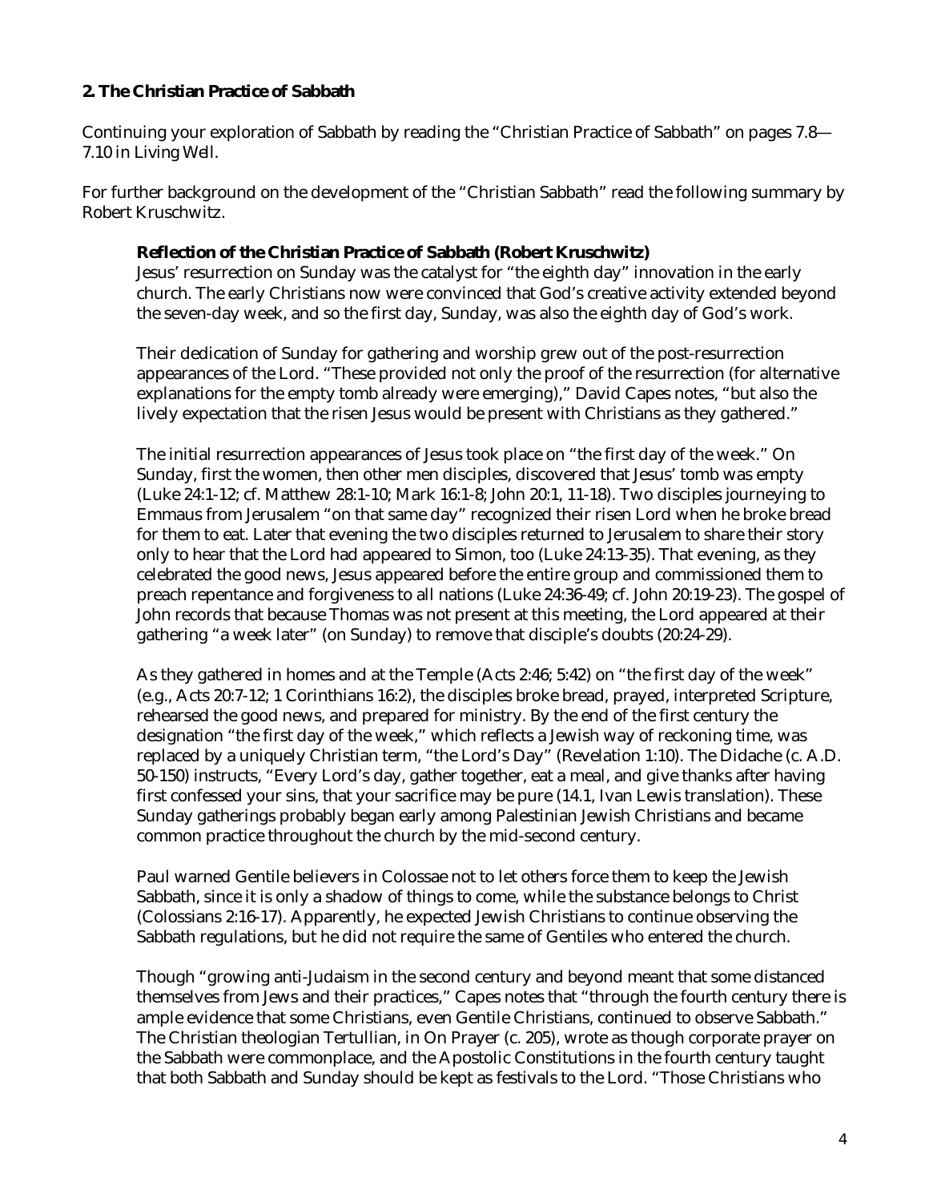**2. The Christian Practice of Sabbath**

Continuing your exploration of Sabbath by reading the "Christian Practice of Sabbath" on pages 7.8—7.10 in *Living Well*.

For further background on the development of the "Christian Sabbath" read the following summary by Robert Kruschwitz.

> **Reflection of the Christian Practice of Sabbath (Robert Kruschwitz)**
>
> Jesus' resurrection on Sunday was the catalyst for "the eighth day" innovation in the early church. The early Christians now were convinced that God's creative activity extended beyond the seven-day week, and so the first day, Sunday, was also the eighth day of God's work.
>
> Their dedication of Sunday for gathering and worship grew out of the post-resurrection appearances of the Lord. "These provided not only the proof of the resurrection (for alternative explanations for the empty tomb already were emerging)," David Capes notes, "but also the lively expectation that the risen Jesus would be present with Christians as they gathered."
>
> The initial resurrection appearances of Jesus took place on "the first day of the week." On Sunday, first the women, then other men disciples, discovered that Jesus' tomb was empty (Luke 24:1-12; cf. Matthew 28:1-10; Mark 16:1-8; John 20:1, 11-18). Two disciples journeying to Emmaus from Jerusalem "on that same day" recognized their risen Lord when he broke bread for them to eat. Later that evening the two disciples returned to Jerusalem to share their story only to hear that the Lord had appeared to Simon, too (Luke 24:13-35). That evening, as they celebrated the good news, Jesus appeared before the entire group and commissioned them to preach repentance and forgiveness to all nations (Luke 24:36-49; cf. John 20:19-23). The gospel of John records that because Thomas was not present at this meeting, the Lord appeared at their gathering "a week later" (on Sunday) to remove that disciple's doubts (20:24-29).
>
> As they gathered in homes and at the Temple (Acts 2:46; 5:42) on "the first day of the week" (e.g., Acts 20:7-12; 1 Corinthians 16:2), the disciples broke bread, prayed, interpreted Scripture, rehearsed the good news, and prepared for ministry. By the end of the first century the designation "the first day of the week," which reflects a Jewish way of reckoning time, was replaced by a uniquely Christian term, "the Lord's Day" (Revelation 1:10). The Didache (c. A.D. 50-150) instructs, "Every Lord's day, gather together, eat a meal, and give thanks after having first confessed your sins, that your sacrifice may be pure (14.1, Ivan Lewis translation). These Sunday gatherings probably began early among Palestinian Jewish Christians and became common practice throughout the church by the mid-second century.
>
> Paul warned Gentile believers in Colossae not to let others force them to keep the Jewish Sabbath, since it is only a shadow of things to come, while the substance belongs to Christ (Colossians 2:16-17). Apparently, he expected Jewish Christians to continue observing the Sabbath regulations, but he did not require the same of Gentiles who entered the church.
>
> Though "growing anti-Judaism in the second century and beyond meant that some distanced themselves from Jews and their practices," Capes notes that "through the fourth century there is ample evidence that some Christians, even Gentile Christians, continued to observe Sabbath." The Christian theologian Tertullian, in On Prayer (c. 205), wrote as though corporate prayer on the Sabbath were commonplace, and the Apostolic Constitutions in the fourth century taught that both Sabbath and Sunday should be kept as festivals to the Lord. "Those Christians who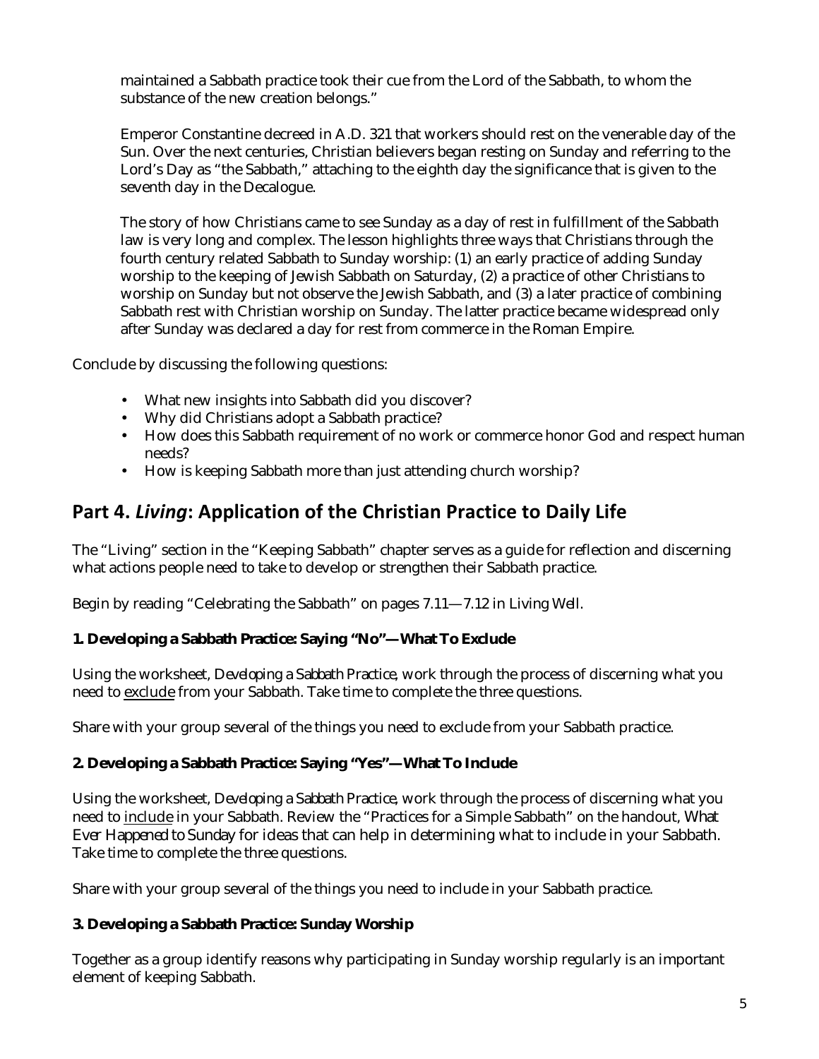maintained a Sabbath practice took their cue from the Lord of the Sabbath, to whom the substance of the new creation belongs."

Emperor Constantine decreed in A.D. 321 that workers should rest on the venerable day of the Sun. Over the next centuries, Christian believers began resting on Sunday and referring to the Lord's Day as "the Sabbath," attaching to the eighth day the significance that is given to the seventh day in the Decalogue.

The story of how Christians came to see Sunday as a day of rest in fulfillment of the Sabbath law is very long and complex. The lesson highlights three ways that Christians through the fourth century related Sabbath to Sunday worship: (1) an early practice of adding Sunday worship to the keeping of Jewish Sabbath on Saturday, (2) a practice of other Christians to worship on Sunday but not observe the Jewish Sabbath, and (3) a later practice of combining Sabbath rest with Christian worship on Sunday. The latter practice became widespread only after Sunday was declared a day for rest from commerce in the Roman Empire.

Conclude by discussing the following questions:

- What new insights into Sabbath did you discover?
- Why did Christians adopt a Sabbath practice?
- How does this Sabbath requirement of no work or commerce honor God and respect human needs?
- How is keeping Sabbath more than just attending church worship?

## Part 4. *Living*: Application of the Christian Practice to Daily Life

The "Living" section in the "Keeping Sabbath" chapter serves as a guide for reflection and discerning what actions people need to take to develop or strengthen their Sabbath practice.

Begin by reading "Celebrating the Sabbath" on pages 7.11—7.12 in Living Well.

### 1. Developing a Sabbath Practice: Saying "No"—What To Exclude

Using the worksheet, *Developing a Sabbath Practice*, work through the process of discerning what you need to exclude from your Sabbath. Take time to complete the three questions.

Share with your group several of the things you need to exclude from your Sabbath practice.

### 2. Developing a Sabbath Practice: Saying "Yes"—What To Include

Using the worksheet, *Developing a Sabbath Practice*, work through the process of discerning what you need to include in your Sabbath. Review the "Practices for a Simple Sabbath" on the handout, *What Ever Happened to Sunday* for ideas that can help in determining what to include in your Sabbath. Take time to complete the three questions.

Share with your group several of the things you need to include in your Sabbath practice.

### 3. Developing a Sabbath Practice: Sunday Worship

Together as a group identify reasons why participating in Sunday worship regularly is an important element of keeping Sabbath.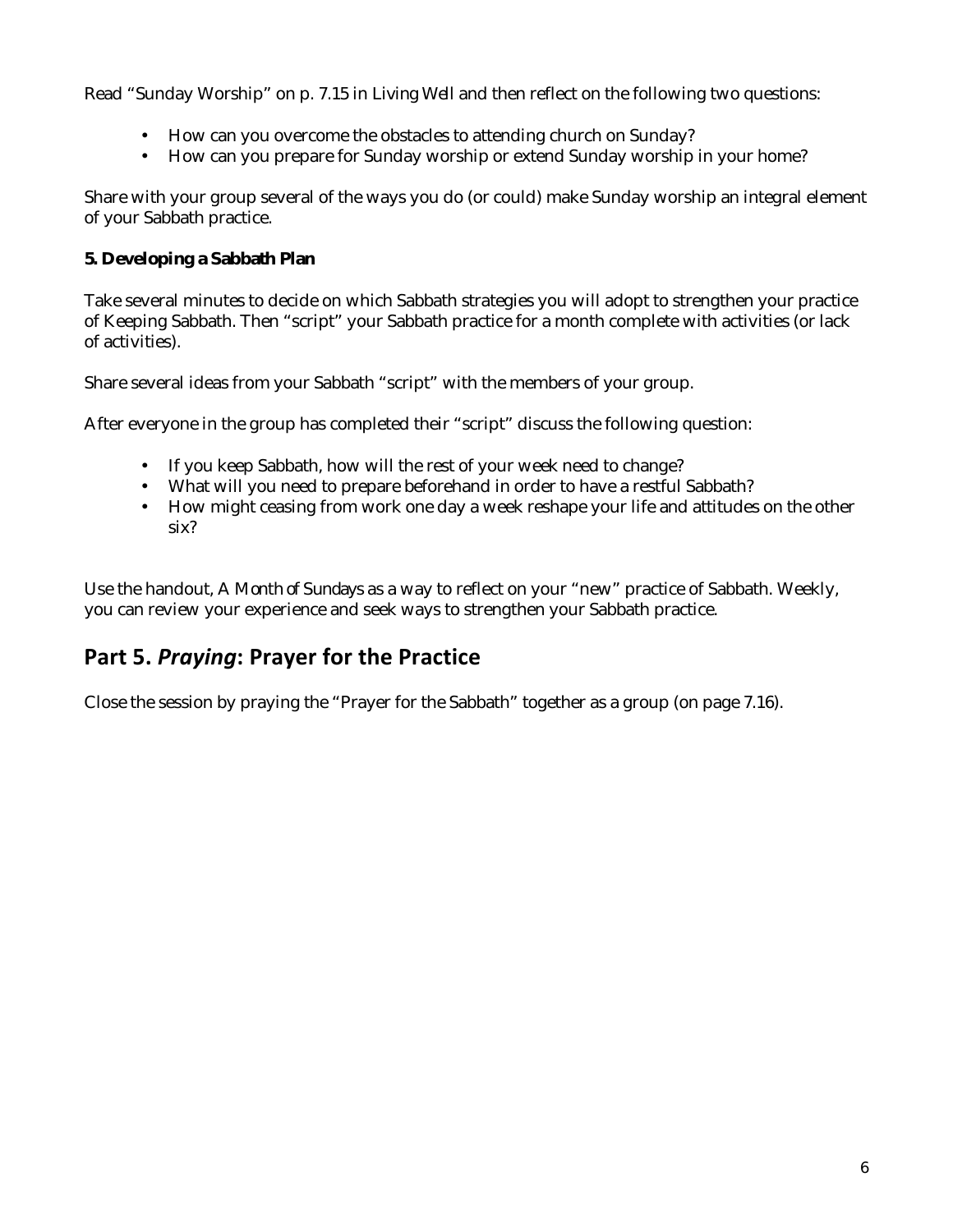Read "Sunday Worship" on p. 7.15 in *Living Well* and then reflect on the following two questions:

- How can you overcome the obstacles to attending church on Sunday?
- How can you prepare for Sunday worship or extend Sunday worship in your home?

Share with your group several of the ways you do (or could) make Sunday worship an integral element of your Sabbath practice.

**5. Developing a Sabbath Plan**

Take several minutes to decide on which Sabbath strategies you will adopt to strengthen your practice of Keeping Sabbath. Then "script" your Sabbath practice for a month complete with activities (or lack of activities).

Share several ideas from your Sabbath "script" with the members of your group.

After everyone in the group has completed their "script" discuss the following question:

- If you keep Sabbath, how will the rest of your week need to change?
- What will you need to prepare beforehand in order to have a restful Sabbath?
- How might ceasing from work one day a week reshape your life and attitudes on the other six?

Use the handout, *A Month of Sundays* as a way to reflect on your "new" practice of Sabbath. Weekly, you can review your experience and seek ways to strengthen your Sabbath practice.

## Part 5. *Praying*: Prayer for the Practice

Close the session by praying the "Prayer for the Sabbath" together as a group (on page 7.16).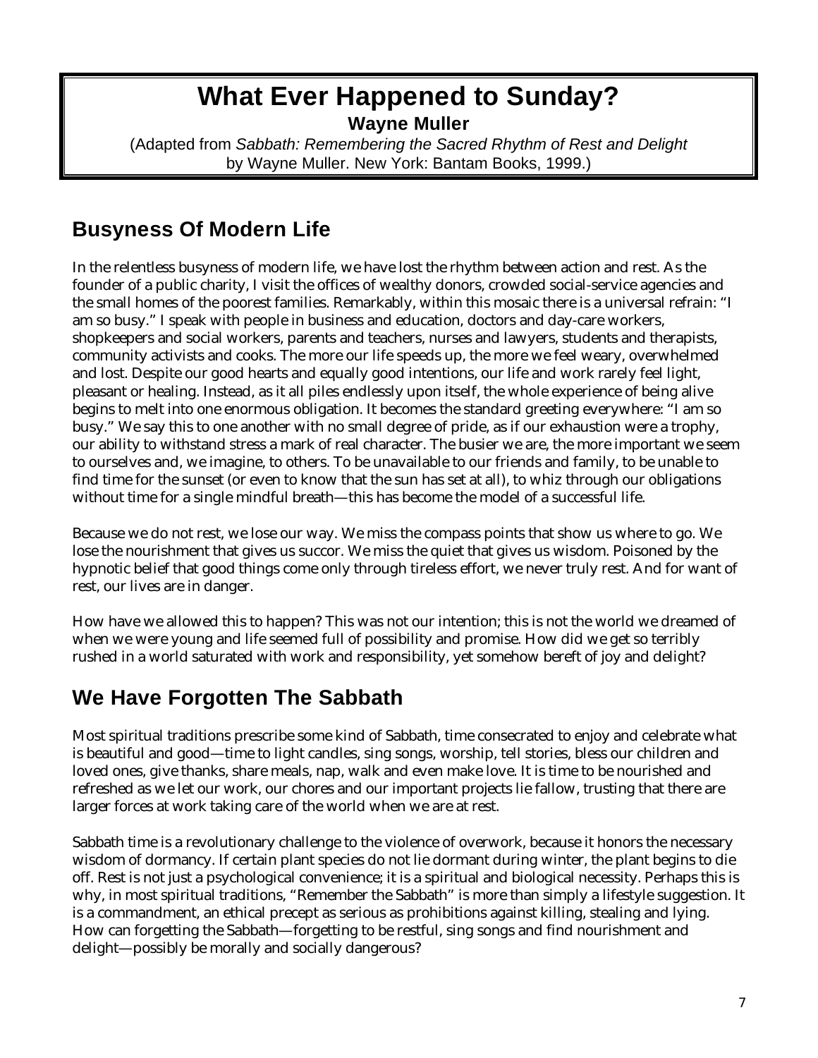# What Ever Happened to Sunday?

**Wayne Muller**

(Adapted from *Sabbath: Remembering the Sacred Rhythm of Rest and Delight* by Wayne Muller. New York: Bantam Books, 1999.)

## Busyness Of Modern Life

In the relentless busyness of modern life, we have lost the rhythm between action and rest. As the founder of a public charity, I visit the offices of wealthy donors, crowded social-service agencies and the small homes of the poorest families. Remarkably, within this mosaic there is a universal refrain: "I am so busy." I speak with people in business and education, doctors and day-care workers, shopkeepers and social workers, parents and teachers, nurses and lawyers, students and therapists, community activists and cooks. The more our life speeds up, the more we feel weary, overwhelmed and lost. Despite our good hearts and equally good intentions, our life and work rarely feel light, pleasant or healing. Instead, as it all piles endlessly upon itself, the whole experience of being alive begins to melt into one enormous obligation. It becomes the standard greeting everywhere: "I am so busy." We say this to one another with no small degree of pride, as if our exhaustion were a trophy, our ability to withstand stress a mark of real character. The busier we are, the more important we seem to ourselves and, we imagine, to others. To be unavailable to our friends and family, to be unable to find time for the sunset (or even to know that the sun has set at all), to whiz through our obligations without time for a single mindful breath—this has become the model of a successful life.

Because we do not rest, we lose our way. We miss the compass points that show us where to go. We lose the nourishment that gives us succor. We miss the quiet that gives us wisdom. Poisoned by the hypnotic belief that good things come only through tireless effort, we never truly rest. And for want of rest, our lives are in danger.

How have we allowed this to happen? This was not our intention; this is not the world we dreamed of when we were young and life seemed full of possibility and promise. How did we get so terribly rushed in a world saturated with work and responsibility, yet somehow bereft of joy and delight?

## We Have Forgotten The Sabbath

Most spiritual traditions prescribe some kind of Sabbath, time consecrated to enjoy and celebrate what is beautiful and good—time to light candles, sing songs, worship, tell stories, bless our children and loved ones, give thanks, share meals, nap, walk and even make love. It is time to be nourished and refreshed as we let our work, our chores and our important projects lie fallow, trusting that there are larger forces at work taking care of the world when we are at rest.

Sabbath time is a revolutionary challenge to the violence of overwork, because it honors the necessary wisdom of dormancy. If certain plant species do not lie dormant during winter, the plant begins to die off. Rest is not just a psychological convenience; it is a spiritual and biological necessity. Perhaps this is why, in most spiritual traditions, "Remember the Sabbath" is more than simply a lifestyle suggestion. It is a commandment, an ethical precept as serious as prohibitions against killing, stealing and lying. How can forgetting the Sabbath—forgetting to be restful, sing songs and find nourishment and delight—possibly be morally and socially dangerous?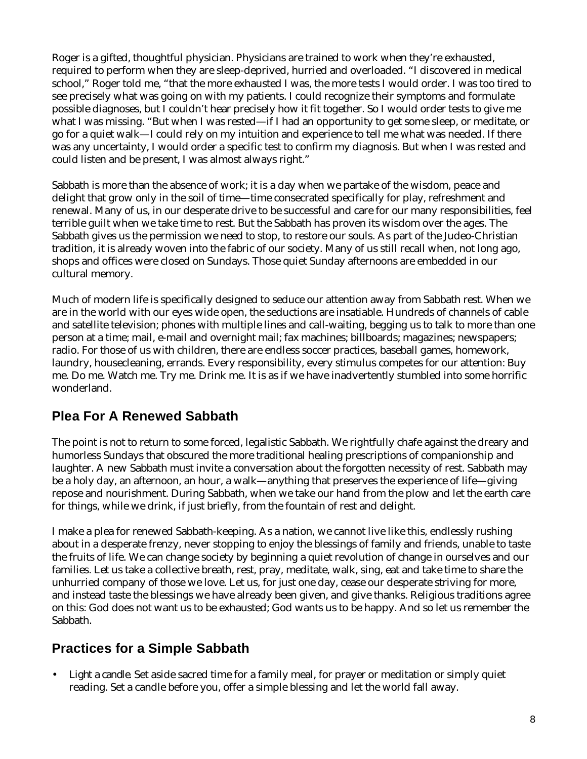Roger is a gifted, thoughtful physician. Physicians are trained to work when they're exhausted, required to perform when they are sleep-deprived, hurried and overloaded. "I discovered in medical school," Roger told me, "that the more exhausted I was, the more tests I would order. I was too tired to see precisely what was going on with my patients. I could recognize their symptoms and formulate possible diagnoses, but I couldn't hear precisely how it fit together. So I would order tests to give me what I was missing. "But when I was rested—if I had an opportunity to get some sleep, or meditate, or go for a quiet walk—I could rely on my intuition and experience to tell me what was needed. If there was any uncertainty, I would order a specific test to confirm my diagnosis. But when I was rested and could listen and be present, I was almost always right."

Sabbath is more than the absence of work; it is a day when we partake of the wisdom, peace and delight that grow only in the soil of time—time consecrated specifically for play, refreshment and renewal. Many of us, in our desperate drive to be successful and care for our many responsibilities, feel terrible guilt when we take time to rest. But the Sabbath has proven its wisdom over the ages. The Sabbath gives us the permission we need to stop, to restore our souls. As part of the Judeo-Christian tradition, it is already woven into the fabric of our society. Many of us still recall when, not long ago, shops and offices were closed on Sundays. Those quiet Sunday afternoons are embedded in our cultural memory.

Much of modern life is specifically designed to seduce our attention away from Sabbath rest. When we are in the world with our eyes wide open, the seductions are insatiable. Hundreds of channels of cable and satellite television; phones with multiple lines and call-waiting, begging us to talk to more than one person at a time; mail, e-mail and overnight mail; fax machines; billboards; magazines; newspapers; radio. For those of us with children, there are endless soccer practices, baseball games, homework, laundry, housecleaning, errands. Every responsibility, every stimulus competes for our attention: Buy me. Do me. Watch me. Try me. Drink me. It is as if we have inadvertently stumbled into some horrific wonderland.

## Plea For A Renewed Sabbath

The point is not to return to some forced, legalistic Sabbath. We rightfully chafe against the dreary and humorless Sundays that obscured the more traditional healing prescriptions of companionship and laughter. A new Sabbath must invite a conversation about the forgotten necessity of rest. Sabbath may be a holy day, an afternoon, an hour, a walk—anything that preserves the experience of life—giving repose and nourishment. During Sabbath, when we take our hand from the plow and let the earth care for things, while we drink, if just briefly, from the fountain of rest and delight.

I make a plea for renewed Sabbath-keeping. As a nation, we cannot live like this, endlessly rushing about in a desperate frenzy, never stopping to enjoy the blessings of family and friends, unable to taste the fruits of life. We can change society by beginning a quiet revolution of change in ourselves and our families. Let us take a collective breath, rest, pray, meditate, walk, sing, eat and take time to share the unhurried company of those we love. Let us, for just one day, cease our desperate striving for more, and instead taste the blessings we have already been given, and give thanks. Religious traditions agree on this: God does not want us to be exhausted; God wants us to be happy. And so let us remember the Sabbath.

## Practices for a Simple Sabbath

- Light a candle. Set aside sacred time for a family meal, for prayer or meditation or simply quiet reading. Set a candle before you, offer a simple blessing and let the world fall away.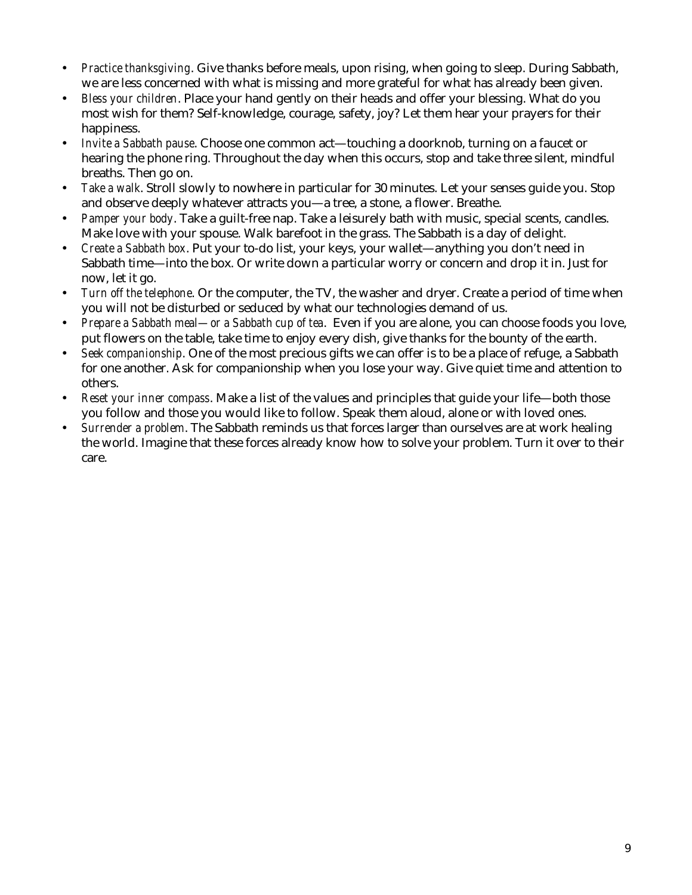- *Practice thanksgiving*. Give thanks before meals, upon rising, when going to sleep. During Sabbath, we are less concerned with what is missing and more grateful for what has already been given.
- *Bless your children*. Place your hand gently on their heads and offer your blessing. What do you most wish for them? Self-knowledge, courage, safety, joy? Let them hear your prayers for their happiness.
- *Invite a Sabbath pause*. Choose one common act—touching a doorknob, turning on a faucet or hearing the phone ring. Throughout the day when this occurs, stop and take three silent, mindful breaths. Then go on.
- *Take a walk*. Stroll slowly to nowhere in particular for 30 minutes. Let your senses guide you. Stop and observe deeply whatever attracts you—a tree, a stone, a flower. Breathe.
- *Pamper your body*. Take a guilt-free nap. Take a leisurely bath with music, special scents, candles. Make love with your spouse. Walk barefoot in the grass. The Sabbath is a day of delight.
- *Create a Sabbath box*. Put your to-do list, your keys, your wallet—anything you don't need in Sabbath time—into the box. Or write down a particular worry or concern and drop it in. Just for now, let it go.
- *Turn off the telephone*. Or the computer, the TV, the washer and dryer. Create a period of time when you will not be disturbed or seduced by what our technologies demand of us.
- *Prepare a Sabbath meal—or a Sabbath cup of tea*. Even if you are alone, you can choose foods you love, put flowers on the table, take time to enjoy every dish, give thanks for the bounty of the earth.
- *Seek companionship*. One of the most precious gifts we can offer is to be a place of refuge, a Sabbath for one another. Ask for companionship when you lose your way. Give quiet time and attention to others.
- *Reset your inner compass*. Make a list of the values and principles that guide your life—both those you follow and those you would like to follow. Speak them aloud, alone or with loved ones.
- *Surrender a problem*. The Sabbath reminds us that forces larger than ourselves are at work healing the world. Imagine that these forces already know how to solve your problem. Turn it over to their care.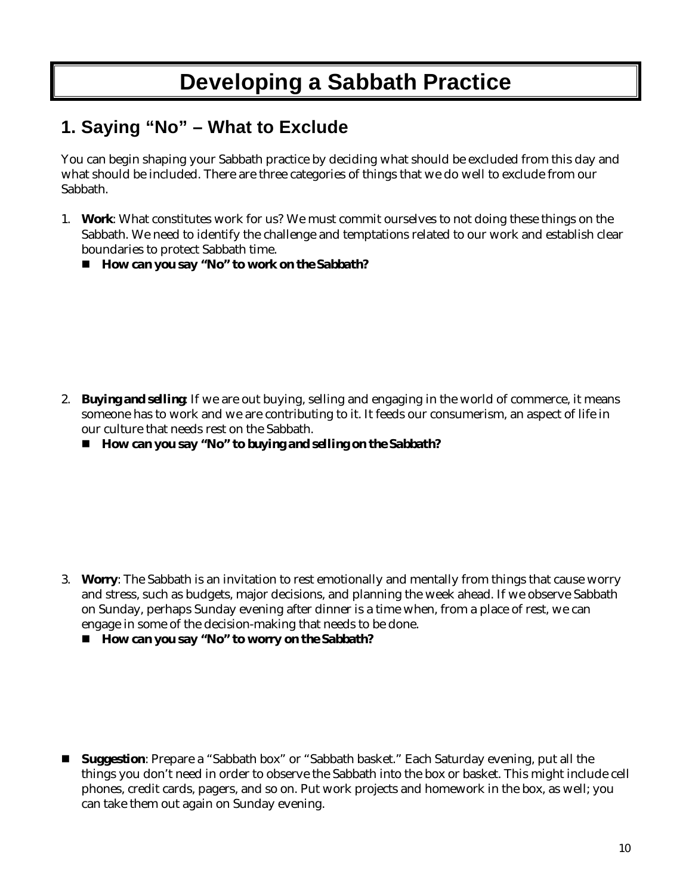# Developing a Sabbath Practice

## 1. Saying "No" – What to Exclude

You can begin shaping your Sabbath practice by deciding what should be excluded from this day and what should be included. There are three categories of things that we do well to exclude from our Sabbath.

1. **Work**: What constitutes work for us? We must commit ourselves to not doing these things on the Sabbath. We need to identify the challenge and temptations related to our work and establish clear boundaries to protect Sabbath time.
   - **How can you say "No" to work on the Sabbath?**

2. **Buying and selling**: If we are out buying, selling and engaging in the world of commerce, it means someone has to work and we are contributing to it. It feeds our consumerism, an aspect of life in our culture that needs rest on the Sabbath.
   - **How can you say "No" to buying and selling on the Sabbath?**

3. **Worry**: The Sabbath is an invitation to rest emotionally and mentally from things that cause worry and stress, such as budgets, major decisions, and planning the week ahead. If we observe Sabbath on Sunday, perhaps Sunday evening after dinner is a time when, from a place of rest, we can engage in some of the decision-making that needs to be done.
   - **How can you say "No" to worry on the Sabbath?**

- **Suggestion**: Prepare a "Sabbath box" or "Sabbath basket." Each Saturday evening, put all the things you don't need in order to observe the Sabbath into the box or basket. This might include cell phones, credit cards, pagers, and so on. Put work projects and homework in the box, as well; you can take them out again on Sunday evening.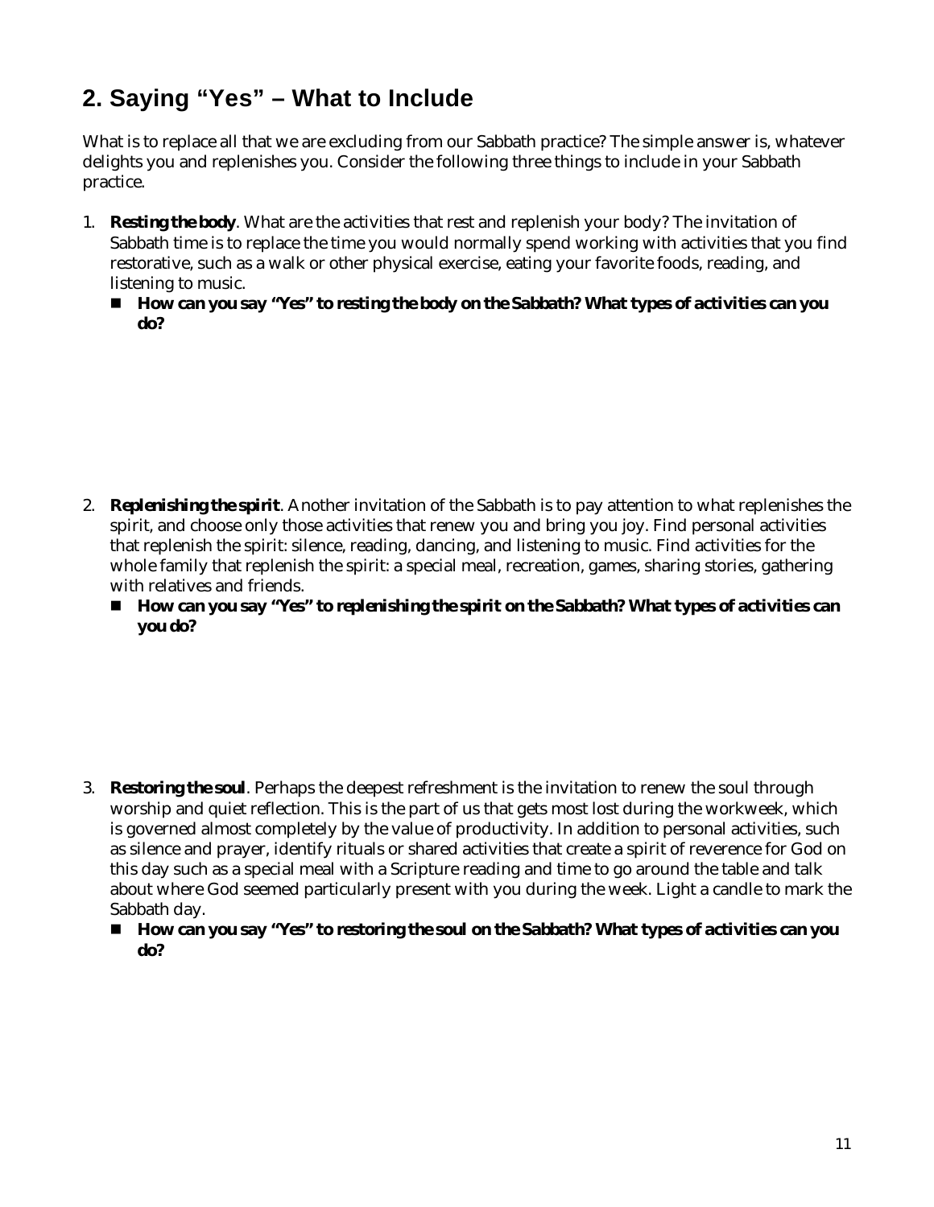## 2. Saying "Yes" – What to Include

What is to replace all that we are excluding from our Sabbath practice? The simple answer is, whatever delights you and replenishes you. Consider the following three things to include in your Sabbath practice.

1. **Resting the body**. What are the activities that rest and replenish your body? The invitation of Sabbath time is to replace the time you would normally spend working with activities that you find restorative, such as a walk or other physical exercise, eating your favorite foods, reading, and listening to music.
   - **How can you say "Yes" to resting the body on the Sabbath? What types of activities can you do?**

2. **Replenishing the spirit**. Another invitation of the Sabbath is to pay attention to what replenishes the spirit, and choose only those activities that renew you and bring you joy. Find personal activities that replenish the spirit: silence, reading, dancing, and listening to music. Find activities for the whole family that replenish the spirit: a special meal, recreation, games, sharing stories, gathering with relatives and friends.
   - **How can you say "Yes" to replenishing the spirit on the Sabbath? What types of activities can you do?**

3. **Restoring the soul**. Perhaps the deepest refreshment is the invitation to renew the soul through worship and quiet reflection. This is the part of us that gets most lost during the workweek, which is governed almost completely by the value of productivity. In addition to personal activities, such as silence and prayer, identify rituals or shared activities that create a spirit of reverence for God on this day such as a special meal with a Scripture reading and time to go around the table and talk about where God seemed particularly present with you during the week. Light a candle to mark the Sabbath day.
   - **How can you say "Yes" to restoring the soul on the Sabbath? What types of activities can you do?**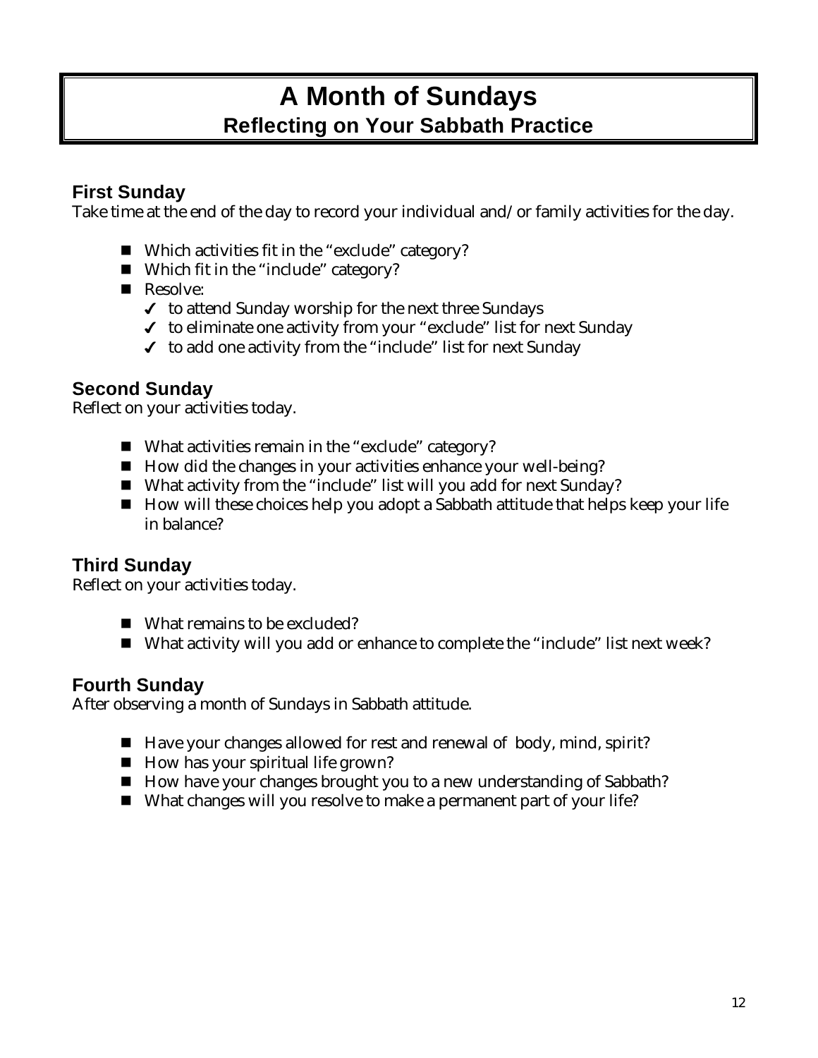# A Month of Sundays
## Reflecting on Your Sabbath Practice

### First Sunday

Take time at the end of the day to record your individual and/or family activities for the day.

- Which activities fit in the "exclude" category?
- Which fit in the "include" category?
- Resolve:
  - ✓ to attend Sunday worship for the next three Sundays
  - ✓ to eliminate one activity from your "exclude" list for next Sunday
  - ✓ to add one activity from the "include" list for next Sunday

### Second Sunday

Reflect on your activities today.

- What activities remain in the "exclude" category?
- How did the changes in your activities enhance your well-being?
- What activity from the "include" list will you add for next Sunday?
- How will these choices help you adopt a Sabbath attitude that helps keep your life in balance?

### Third Sunday

Reflect on your activities today.

- What remains to be excluded?
- What activity will you add or enhance to complete the "include" list next week?

### Fourth Sunday

After observing a month of Sundays in Sabbath attitude.

- Have your changes allowed for rest and renewal of body, mind, spirit?
- How has your spiritual life grown?
- How have your changes brought you to a new understanding of Sabbath?
- What changes will you resolve to make a permanent part of your life?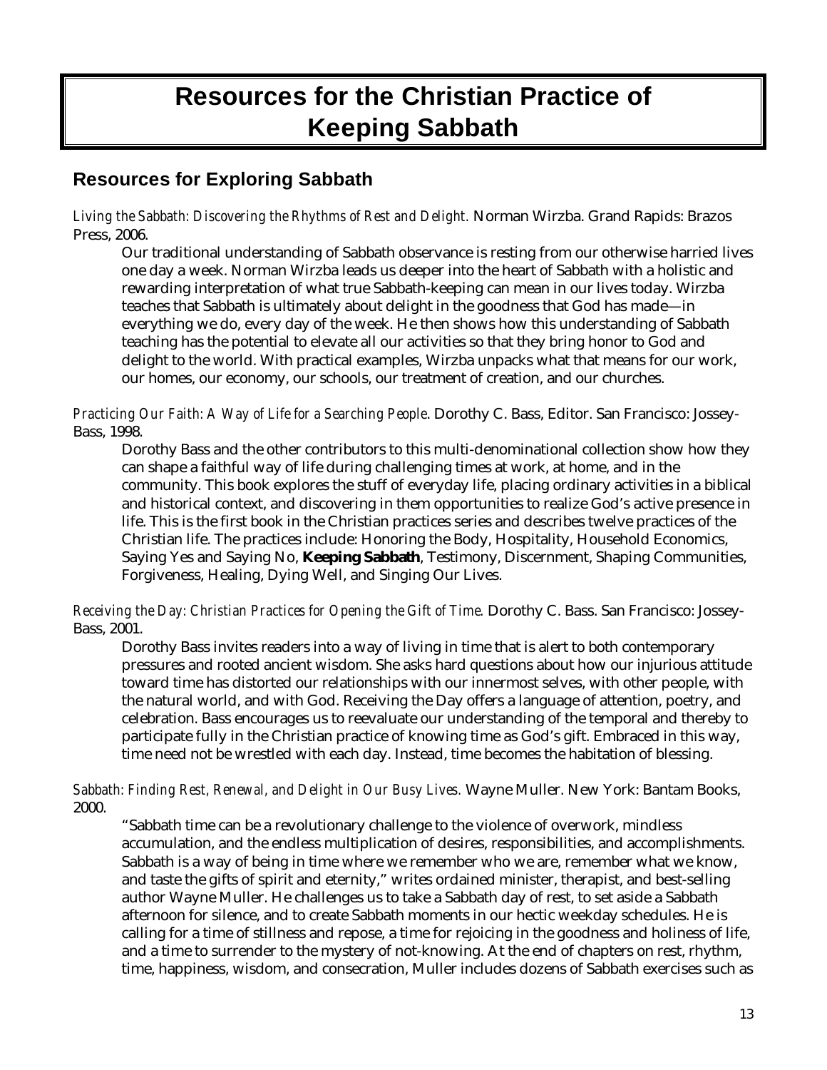# Resources for the Christian Practice of Keeping Sabbath

## Resources for Exploring Sabbath

*Living the Sabbath: Discovering the Rhythms of Rest and Delight.* Norman Wirzba. Grand Rapids: Brazos Press, 2006.

Our traditional understanding of Sabbath observance is resting from our otherwise harried lives one day a week. Norman Wirzba leads us deeper into the heart of Sabbath with a holistic and rewarding interpretation of what true Sabbath-keeping can mean in our lives today. Wirzba teaches that Sabbath is ultimately about delight in the goodness that God has made—in everything we do, every day of the week. He then shows how this understanding of Sabbath teaching has the potential to elevate all our activities so that they bring honor to God and delight to the world. With practical examples, Wirzba unpacks what that means for our work, our homes, our economy, our schools, our treatment of creation, and our churches.

*Practicing Our Faith: A Way of Life for a Searching People*. Dorothy C. Bass, Editor. San Francisco: Jossey-Bass, 1998.

Dorothy Bass and the other contributors to this multi-denominational collection show how they can shape a faithful way of life during challenging times at work, at home, and in the community. This book explores the stuff of everyday life, placing ordinary activities in a biblical and historical context, and discovering in them opportunities to realize God's active presence in life. This is the first book in the Christian practices series and describes twelve practices of the Christian life. The practices include: Honoring the Body, Hospitality, Household Economics, Saying Yes and Saying No, **Keeping Sabbath**, Testimony, Discernment, Shaping Communities, Forgiveness, Healing, Dying Well, and Singing Our Lives.

*Receiving the Day: Christian Practices for Opening the Gift of Time.* Dorothy C. Bass. San Francisco: Jossey-Bass, 2001.

Dorothy Bass invites readers into a way of living in time that is alert to both contemporary pressures and rooted ancient wisdom. She asks hard questions about how our injurious attitude toward time has distorted our relationships with our innermost selves, with other people, with the natural world, and with God. Receiving the Day offers a language of attention, poetry, and celebration. Bass encourages us to reevaluate our understanding of the temporal and thereby to participate fully in the Christian practice of knowing time as God's gift. Embraced in this way, time need not be wrestled with each day. Instead, time becomes the habitation of blessing.

*Sabbath: Finding Rest, Renewal, and Delight in Our Busy Lives.* Wayne Muller. New York: Bantam Books, 2000.

"Sabbath time can be a revolutionary challenge to the violence of overwork, mindless accumulation, and the endless multiplication of desires, responsibilities, and accomplishments. Sabbath is a way of being in time where we remember who we are, remember what we know, and taste the gifts of spirit and eternity," writes ordained minister, therapist, and best-selling author Wayne Muller. He challenges us to take a Sabbath day of rest, to set aside a Sabbath afternoon for silence, and to create Sabbath moments in our hectic weekday schedules. He is calling for a time of stillness and repose, a time for rejoicing in the goodness and holiness of life, and a time to surrender to the mystery of not-knowing. At the end of chapters on rest, rhythm, time, happiness, wisdom, and consecration, Muller includes dozens of Sabbath exercises such as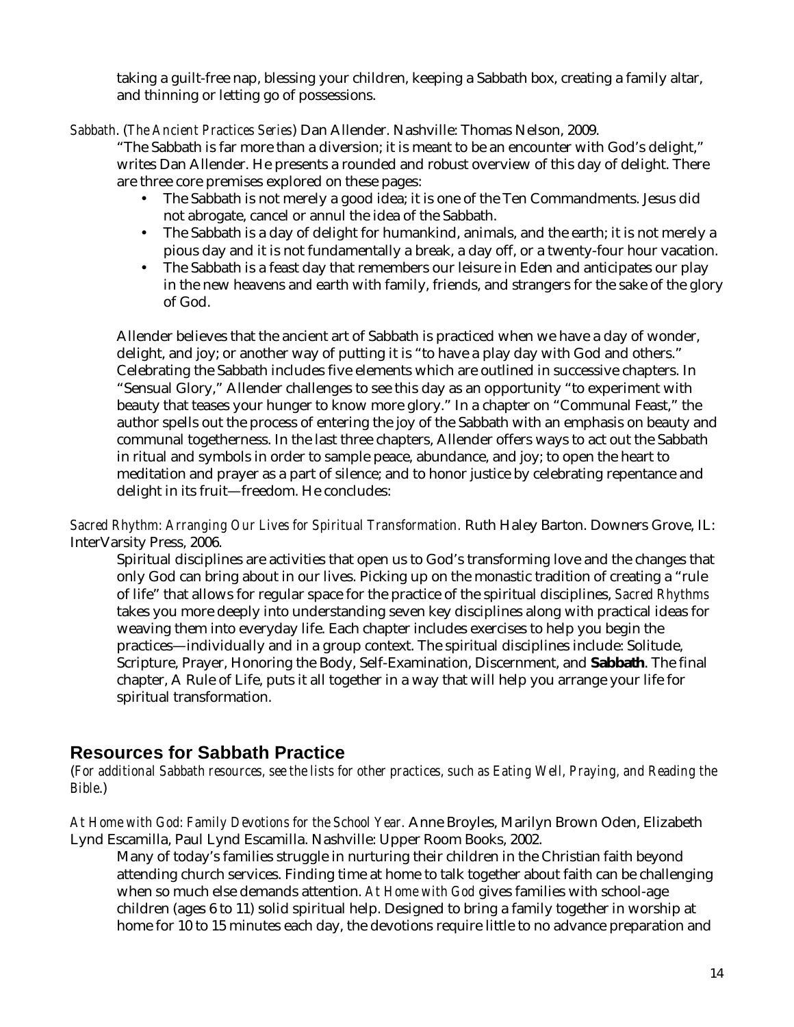taking a guilt-free nap, blessing your children, keeping a Sabbath box, creating a family altar, and thinning or letting go of possessions.

*Sabbath*. (*The Ancient Practices Series*) Dan Allender. Nashville: Thomas Nelson, 2009.

"The Sabbath is far more than a diversion; it is meant to be an encounter with God's delight," writes Dan Allender. He presents a rounded and robust overview of this day of delight. There are three core premises explored on these pages:

- The Sabbath is not merely a good idea; it is one of the Ten Commandments. Jesus did not abrogate, cancel or annul the idea of the Sabbath.
- The Sabbath is a day of delight for humankind, animals, and the earth; it is not merely a pious day and it is not fundamentally a break, a day off, or a twenty-four hour vacation.
- The Sabbath is a feast day that remembers our leisure in Eden and anticipates our play in the new heavens and earth with family, friends, and strangers for the sake of the glory of God.

Allender believes that the ancient art of Sabbath is practiced when we have a day of wonder, delight, and joy; or another way of putting it is "to have a play day with God and others." Celebrating the Sabbath includes five elements which are outlined in successive chapters. In "Sensual Glory," Allender challenges to see this day as an opportunity "to experiment with beauty that teases your hunger to know more glory." In a chapter on "Communal Feast," the author spells out the process of entering the joy of the Sabbath with an emphasis on beauty and communal togetherness. In the last three chapters, Allender offers ways to act out the Sabbath in ritual and symbols in order to sample peace, abundance, and joy; to open the heart to meditation and prayer as a part of silence; and to honor justice by celebrating repentance and delight in its fruit—freedom. He concludes:

*Sacred Rhythm: Arranging Our Lives for Spiritual Transformation*. Ruth Haley Barton. Downers Grove, IL: InterVarsity Press, 2006.

Spiritual disciplines are activities that open us to God's transforming love and the changes that only God can bring about in our lives. Picking up on the monastic tradition of creating a "rule of life" that allows for regular space for the practice of the spiritual disciplines, *Sacred Rhythms* takes you more deeply into understanding seven key disciplines along with practical ideas for weaving them into everyday life. Each chapter includes exercises to help you begin the practices—individually and in a group context. The spiritual disciplines include: Solitude, Scripture, Prayer, Honoring the Body, Self-Examination, Discernment, and **Sabbath**. The final chapter, A Rule of Life, puts it all together in a way that will help you arrange your life for spiritual transformation.

## Resources for Sabbath Practice

(*For additional Sabbath resources, see the lists for other practices, such as Eating Well, Praying, and Reading the Bible*.)

*At Home with God: Family Devotions for the School Year*. Anne Broyles, Marilyn Brown Oden, Elizabeth Lynd Escamilla, Paul Lynd Escamilla. Nashville: Upper Room Books, 2002.

Many of today's families struggle in nurturing their children in the Christian faith beyond attending church services. Finding time at home to talk together about faith can be challenging when so much else demands attention. *At Home with God* gives families with school-age children (ages 6 to 11) solid spiritual help. Designed to bring a family together in worship at home for 10 to 15 minutes each day, the devotions require little to no advance preparation and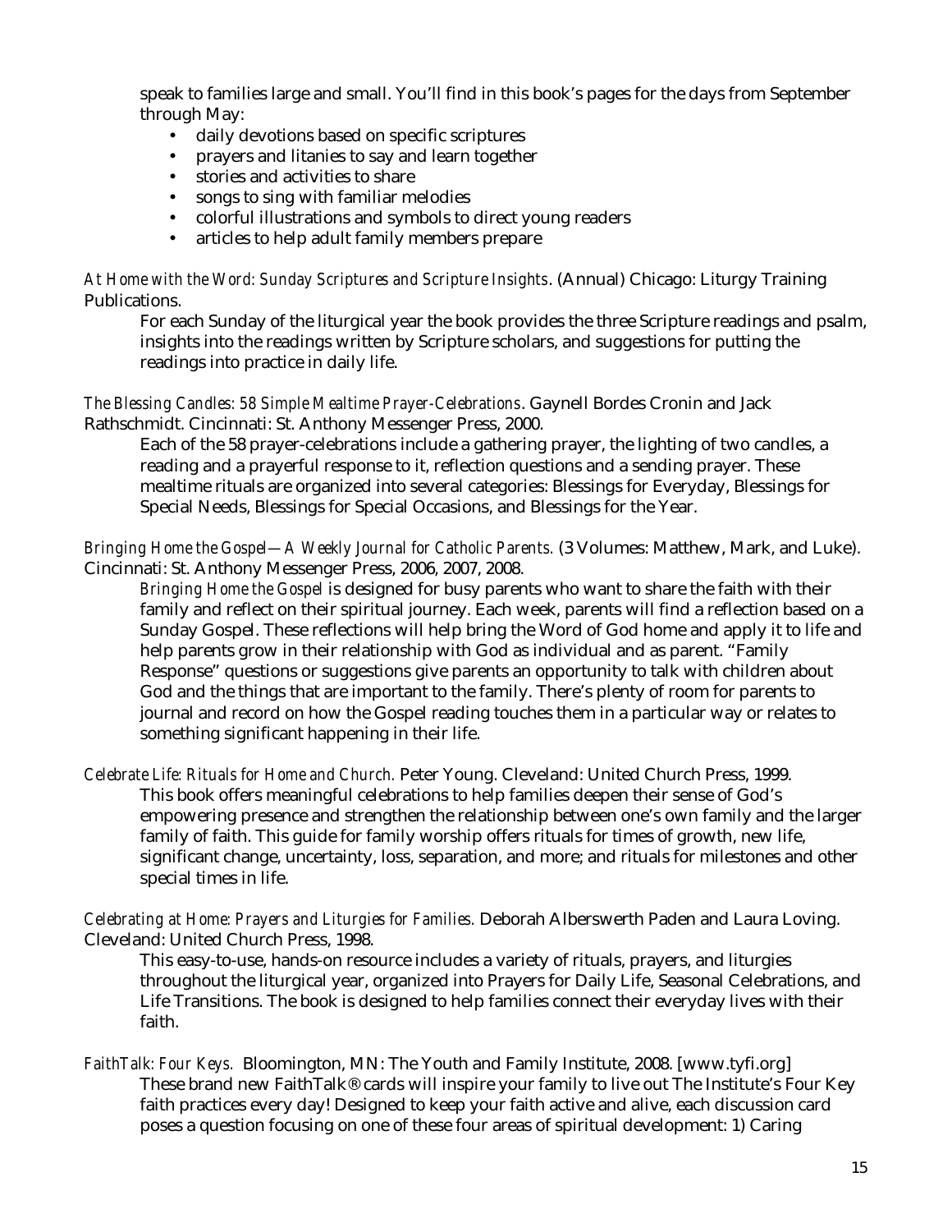speak to families large and small. You'll find in this book's pages for the days from September through May:

- daily devotions based on specific scriptures
- prayers and litanies to say and learn together
- stories and activities to share
- songs to sing with familiar melodies
- colorful illustrations and symbols to direct young readers
- articles to help adult family members prepare

*At Home with the Word: Sunday Scriptures and Scripture Insights*. (Annual) Chicago: Liturgy Training Publications.

For each Sunday of the liturgical year the book provides the three Scripture readings and psalm, insights into the readings written by Scripture scholars, and suggestions for putting the readings into practice in daily life.

*The Blessing Candles: 58 Simple Mealtime Prayer-Celebrations*. Gaynell Bordes Cronin and Jack Rathschmidt. Cincinnati: St. Anthony Messenger Press, 2000.

Each of the 58 prayer-celebrations include a gathering prayer, the lighting of two candles, a reading and a prayerful response to it, reflection questions and a sending prayer. These mealtime rituals are organized into several categories: Blessings for Everyday, Blessings for Special Needs, Blessings for Special Occasions, and Blessings for the Year.

*Bringing Home the Gospel—A Weekly Journal for Catholic Parents.* (3 Volumes: Matthew, Mark, and Luke). Cincinnati: St. Anthony Messenger Press, 2006, 2007, 2008.

*Bringing Home the Gospel* is designed for busy parents who want to share the faith with their family and reflect on their spiritual journey. Each week, parents will find a reflection based on a Sunday Gospel. These reflections will help bring the Word of God home and apply it to life and help parents grow in their relationship with God as individual and as parent. "Family Response" questions or suggestions give parents an opportunity to talk with children about God and the things that are important to the family. There's plenty of room for parents to journal and record on how the Gospel reading touches them in a particular way or relates to something significant happening in their life.

*Celebrate Life: Rituals for Home and Church.* Peter Young. Cleveland: United Church Press, 1999.

This book offers meaningful celebrations to help families deepen their sense of God's empowering presence and strengthen the relationship between one's own family and the larger family of faith. This guide for family worship offers rituals for times of growth, new life, significant change, uncertainty, loss, separation, and more; and rituals for milestones and other special times in life.

*Celebrating at Home: Prayers and Liturgies for Families.* Deborah Alberswerth Paden and Laura Loving. Cleveland: United Church Press, 1998.

This easy-to-use, hands-on resource includes a variety of rituals, prayers, and liturgies throughout the liturgical year, organized into Prayers for Daily Life, Seasonal Celebrations, and Life Transitions. The book is designed to help families connect their everyday lives with their faith.

*FaithTalk: Four Keys.* Bloomington, MN: The Youth and Family Institute, 2008. [www.tyfi.org]

These brand new FaithTalk® cards will inspire your family to live out The Institute's Four Key faith practices every day! Designed to keep your faith active and alive, each discussion card poses a question focusing on one of these four areas of spiritual development: 1) Caring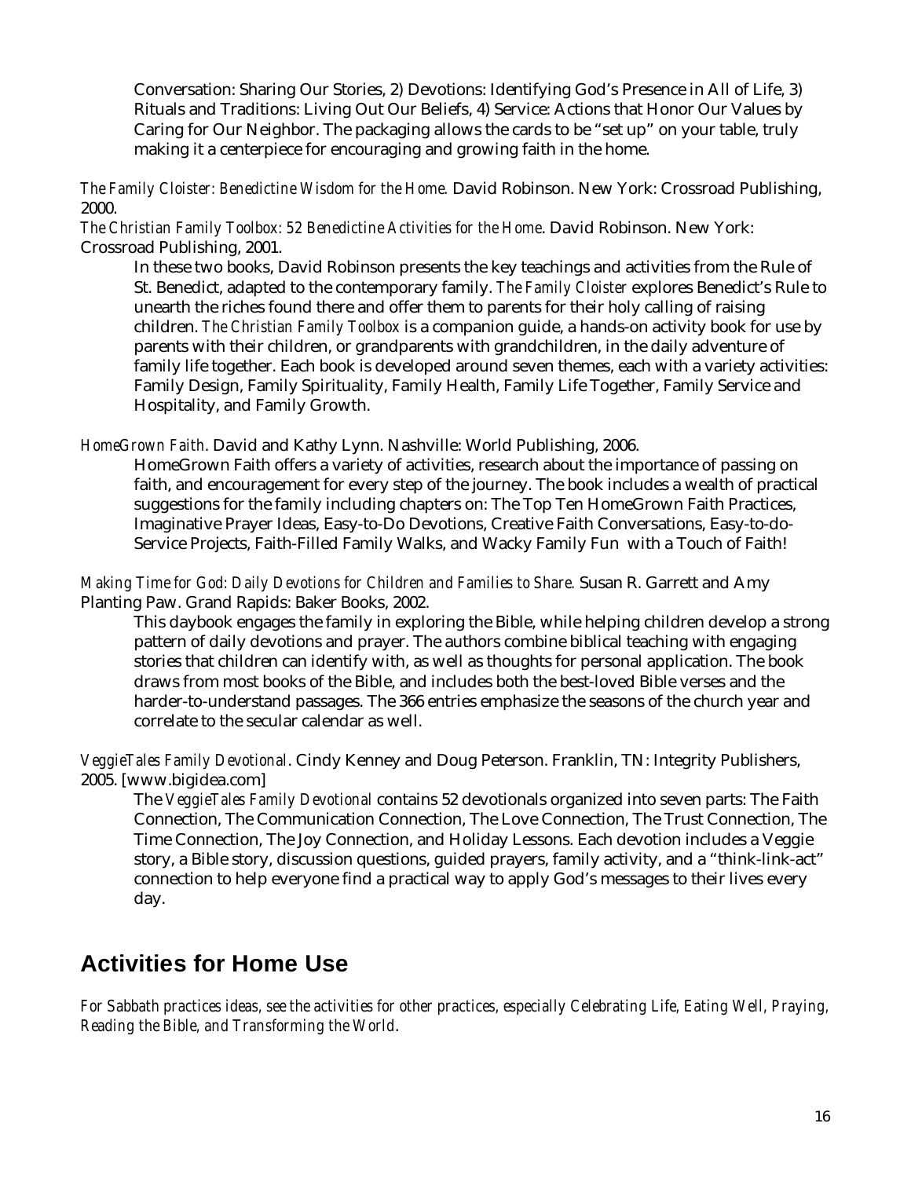Conversation: Sharing Our Stories, 2) Devotions: Identifying God's Presence in All of Life, 3) Rituals and Traditions: Living Out Our Beliefs, 4) Service: Actions that Honor Our Values by Caring for Our Neighbor. The packaging allows the cards to be "set up" on your table, truly making it a centerpiece for encouraging and growing faith in the home.

*The Family Cloister: Benedictine Wisdom for the Home.* David Robinson. New York: Crossroad Publishing, 2000.

*The Christian Family Toolbox: 52 Benedictine Activities for the Home*. David Robinson. New York: Crossroad Publishing, 2001.

In these two books, David Robinson presents the key teachings and activities from the Rule of St. Benedict, adapted to the contemporary family. *The Family Cloister* explores Benedict's Rule to unearth the riches found there and offer them to parents for their holy calling of raising children. *The Christian Family Toolbox* is a companion guide, a hands-on activity book for use by parents with their children, or grandparents with grandchildren, in the daily adventure of family life together. Each book is developed around seven themes, each with a variety activities: Family Design, Family Spirituality, Family Health, Family Life Together, Family Service and Hospitality, and Family Growth.

*HomeGrown Faith*. David and Kathy Lynn. Nashville: World Publishing, 2006.

HomeGrown Faith offers a variety of activities, research about the importance of passing on faith, and encouragement for every step of the journey. The book includes a wealth of practical suggestions for the family including chapters on: The Top Ten HomeGrown Faith Practices, Imaginative Prayer Ideas, Easy-to-Do Devotions, Creative Faith Conversations, Easy-to-do-Service Projects, Faith-Filled Family Walks, and Wacky Family Fun with a Touch of Faith!

*Making Time for God: Daily Devotions for Children and Families to Share.* Susan R. Garrett and Amy Planting Paw. Grand Rapids: Baker Books, 2002.

This daybook engages the family in exploring the Bible, while helping children develop a strong pattern of daily devotions and prayer. The authors combine biblical teaching with engaging stories that children can identify with, as well as thoughts for personal application. The book draws from most books of the Bible, and includes both the best-loved Bible verses and the harder-to-understand passages. The 366 entries emphasize the seasons of the church year and correlate to the secular calendar as well.

*VeggieTales Family Devotional*. Cindy Kenney and Doug Peterson. Franklin, TN: Integrity Publishers, 2005. [www.bigidea.com]

The *VeggieTales Family Devotional* contains 52 devotionals organized into seven parts: The Faith Connection, The Communication Connection, The Love Connection, The Trust Connection, The Time Connection, The Joy Connection, and Holiday Lessons. Each devotion includes a Veggie story, a Bible story, discussion questions, guided prayers, family activity, and a "think-link-act" connection to help everyone find a practical way to apply God's messages to their lives every day.

## Activities for Home Use

*For Sabbath practices ideas, see the activities for other practices, especially Celebrating Life, Eating Well, Praying, Reading the Bible, and Transforming the World*.